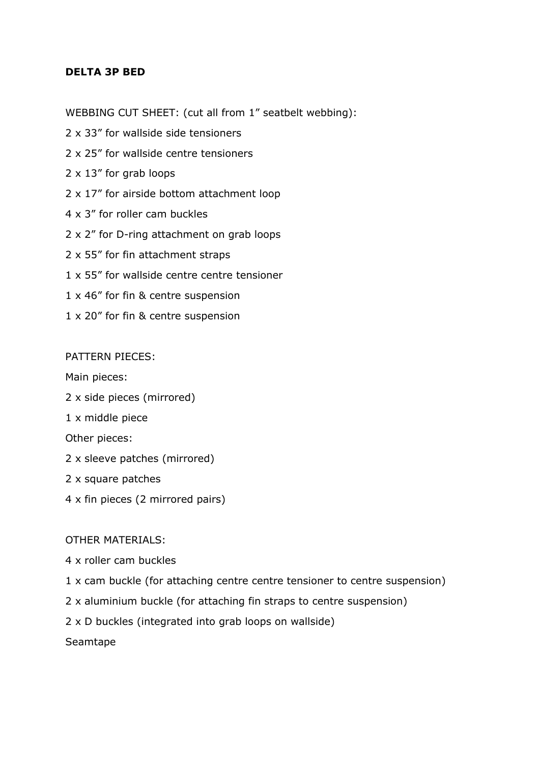**DELTA 3P BED**

WEBBING CUT SHEET: (cut all from 1” seatbelt webbing):

2 x 33” for wallside side tensioners

2 x 25” for wallside centre tensioners

2 x 13” for grab loops

2 x 17” for airside bottom attachment loop

4 x 3” for roller cam buckles

2 x 2” for D-ring attachment on grab loops

2 x 55” for fin attachment straps

1 x 55” for wallside centre centre tensioner

1 x 46” for fin & centre suspension

1 x 20” for fin & centre suspension

PATTERN PIECES:

Main pieces:

2 x side pieces (mirrored)

1 x middle piece

Other pieces:

2 x sleeve patches (mirrored)

2 x square patches

4 x fin pieces (2 mirrored pairs)

OTHER MATERIALS:

4 x roller cam buckles

1 x cam buckle (for attaching centre centre tensioner to centre suspension)

2 x aluminium buckle (for attaching fin straps to centre suspension)

2 x D buckles (integrated into grab loops on wallside)

Seamtape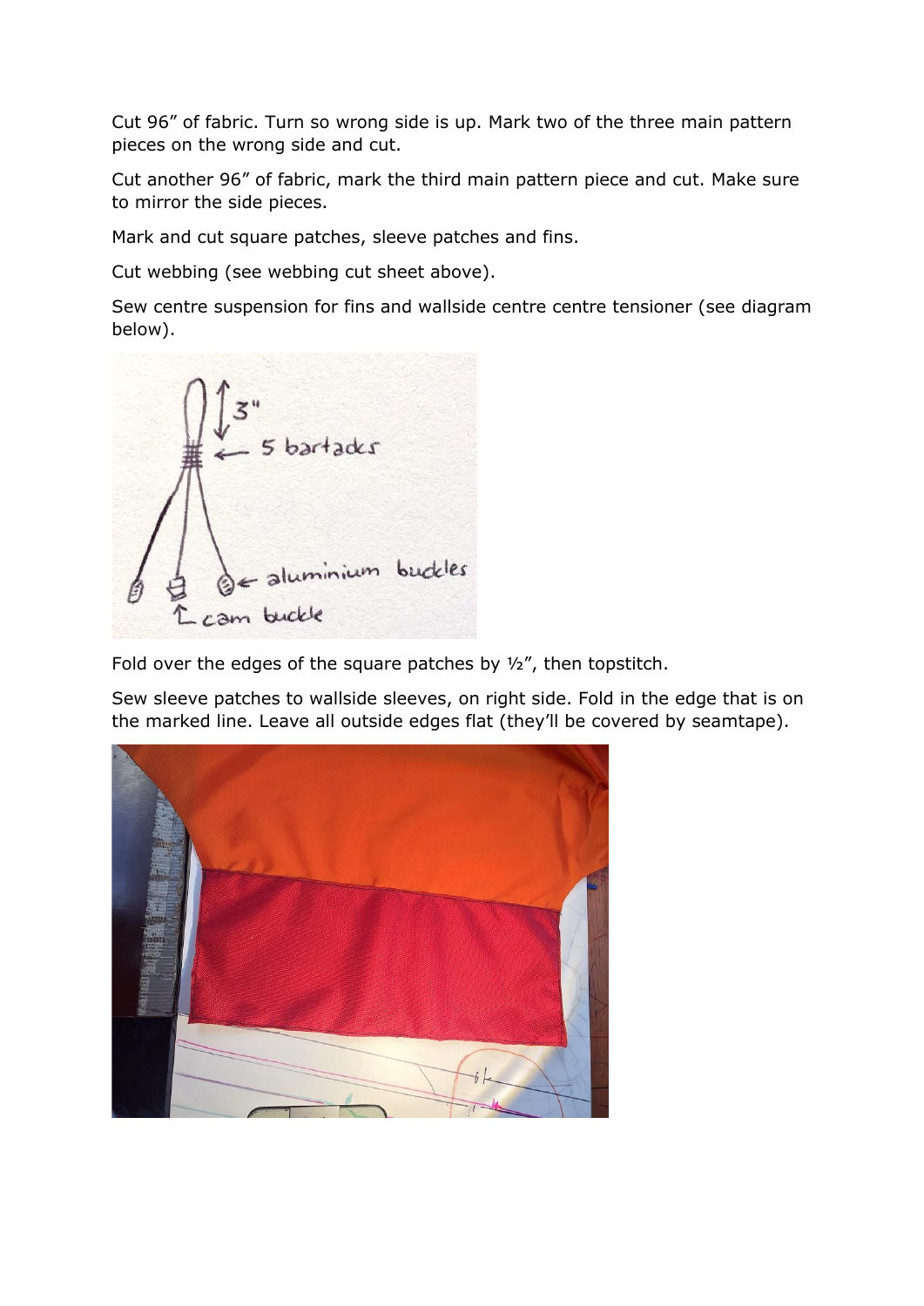Cut 96” of fabric. Turn so wrong side is up. Mark two of the three main pattern pieces on the wrong side and cut.

Cut another 96” of fabric, mark the third main pattern piece and cut. Make sure to mirror the side pieces.

Mark and cut square patches, sleeve patches and fins.

Cut webbing (see webbing cut sheet above).

Sew centre suspension for fins and wallside centre centre tensioner (see diagram below).

Fold over the edges of the square patches by ½”, then topstitch.

Sew sleeve patches to wallside sleeves, on right side. Fold in the edge that is on the marked line. Leave all outside edges flat (they’ll be covered by seamtape).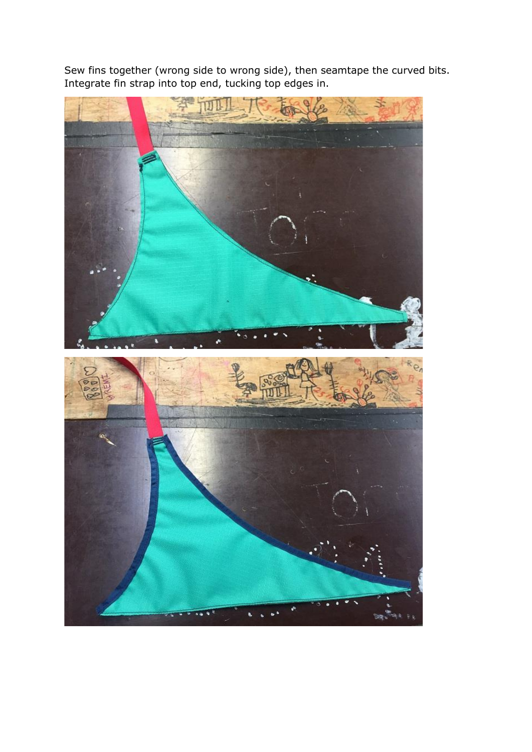Sew fins together (wrong side to wrong side), then seamtape the curved bits. Integrate fin strap into top end, tucking top edges in.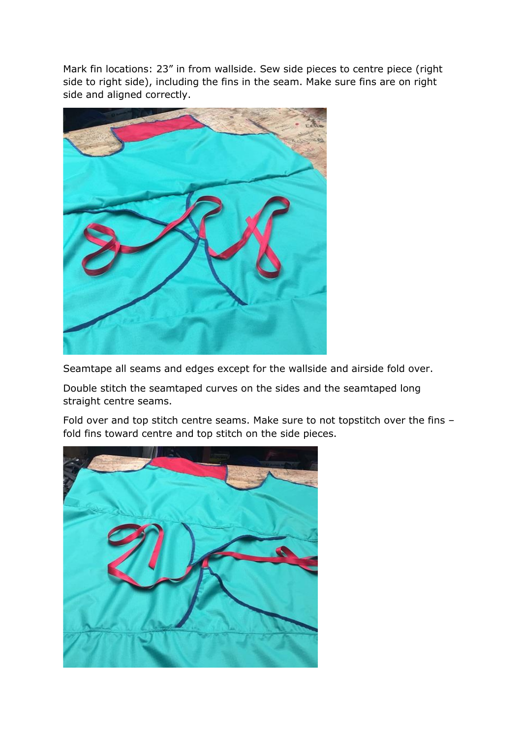Mark fin locations: 23” in from wallside. Sew side pieces to centre piece (right side to right side), including the fins in the seam. Make sure fins are on right side and aligned correctly.

Seamtape all seams and edges except for the wallside and airside fold over.

Double stitch the seamtaped curves on the sides and the seamtaped long straight centre seams.

Fold over and top stitch centre seams. Make sure to not topstitch over the fins – fold fins toward centre and top stitch on the side pieces.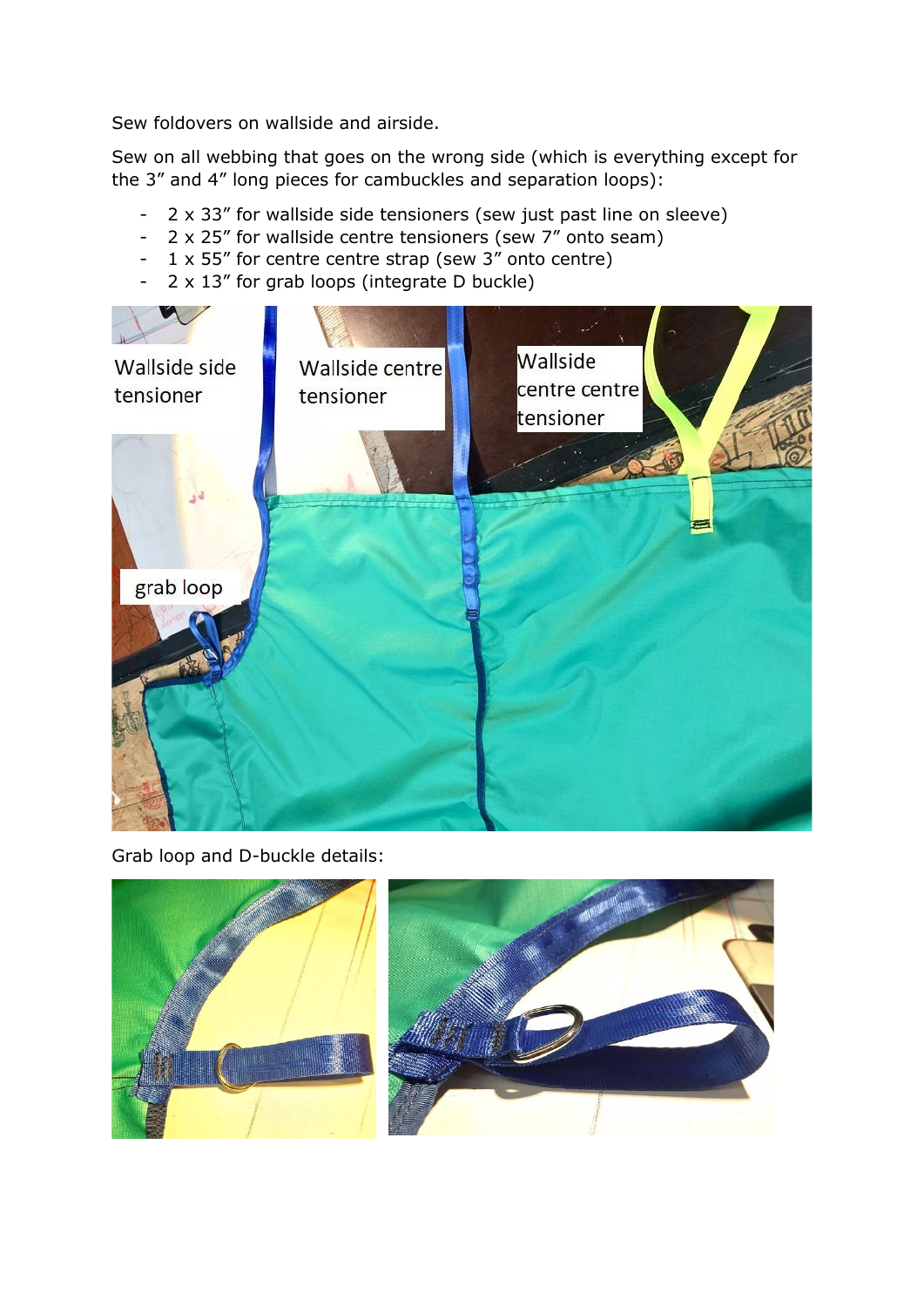Sew foldovers on wallside and airside.

Sew on all webbing that goes on the wrong side (which is everything except for the 3" and 4" long pieces for cambuckles and separation loops):

- 2 x 33" for wallside side tensioners (sew just past line on sleeve)
- 2 x 25" for wallside centre tensioners (sew 7" onto seam)
- 1 x 55" for centre centre strap (sew 3" onto centre)
- 2 x 13" for grab loops (integrate D buckle)

Grab loop and D-buckle details: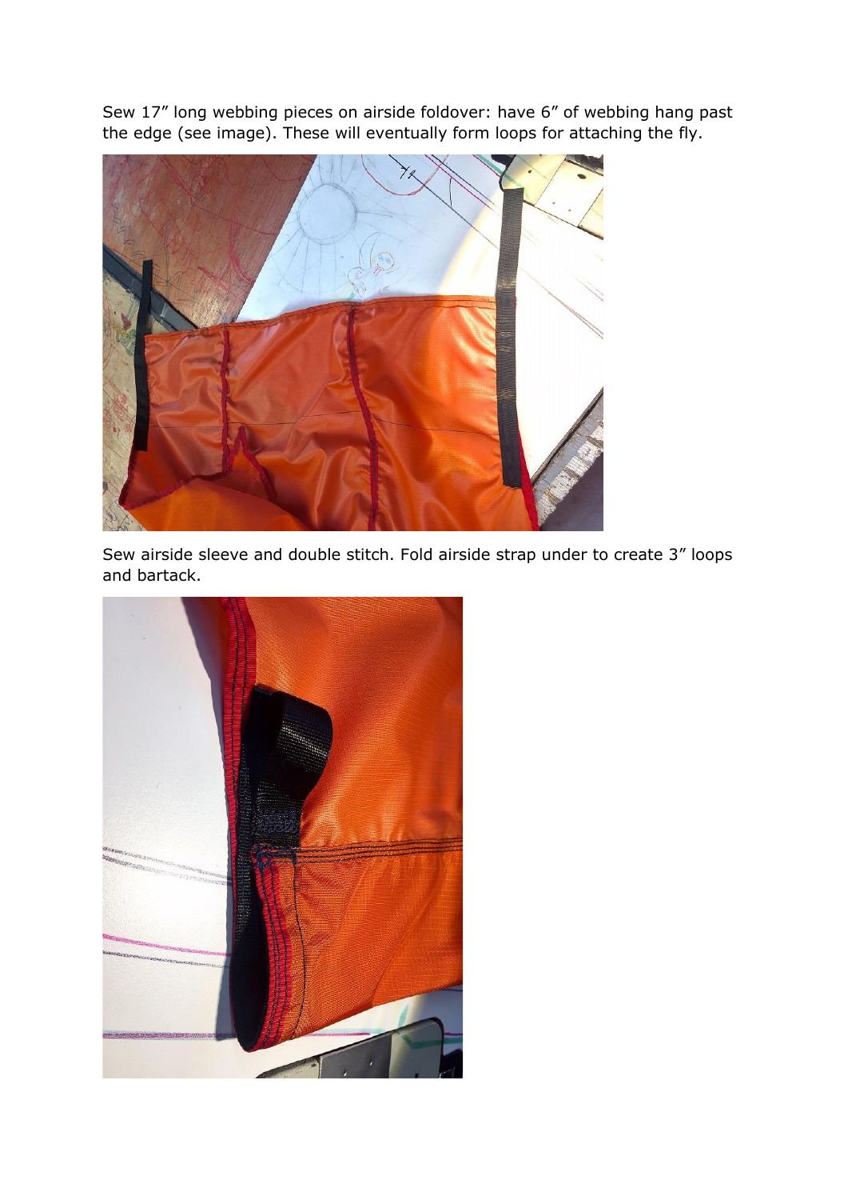Sew 17” long webbing pieces on airside foldover: have 6” of webbing hang past the edge (see image). These will eventually form loops for attaching the fly.

Sew airside sleeve and double stitch. Fold airside strap under to create 3” loops and bartack.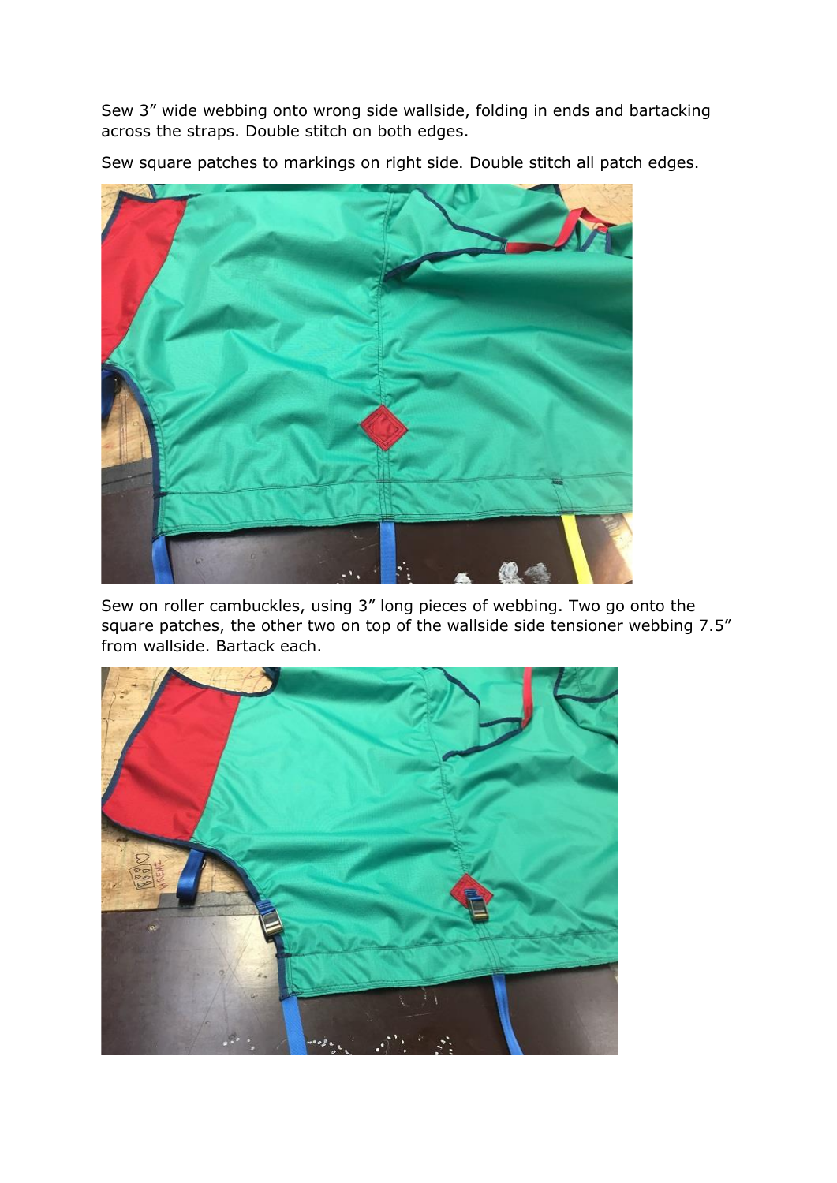Sew 3” wide webbing onto wrong side wallside, folding in ends and bartacking across the straps. Double stitch on both edges.

Sew square patches to markings on right side. Double stitch all patch edges.

Sew on roller cambuckles, using 3” long pieces of webbing. Two go onto the square patches, the other two on top of the wallside side tensioner webbing 7.5” from wallside. Bartack each.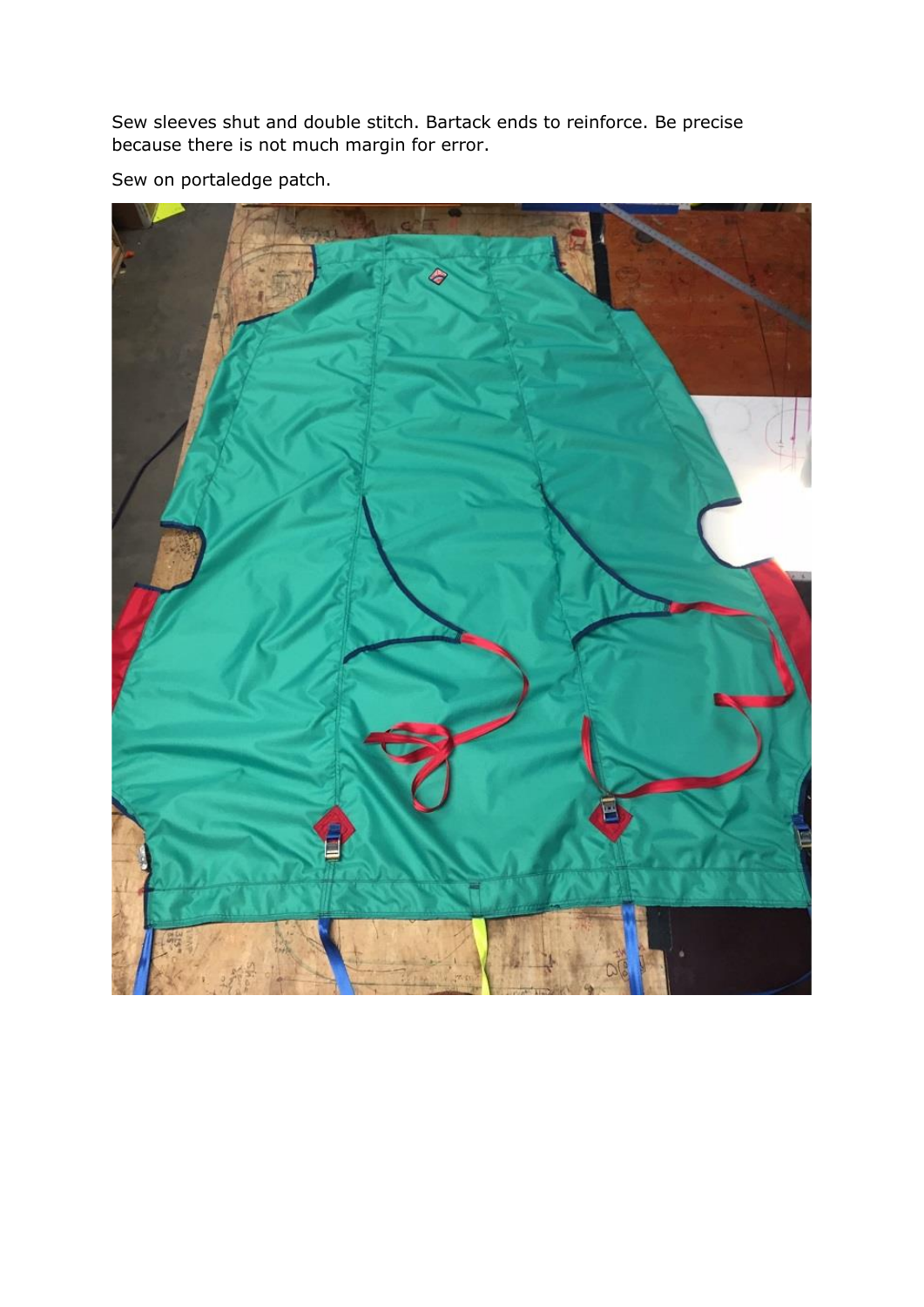Sew sleeves shut and double stitch. Bartack ends to reinforce. Be precise because there is not much margin for error.

Sew on portaledge patch.